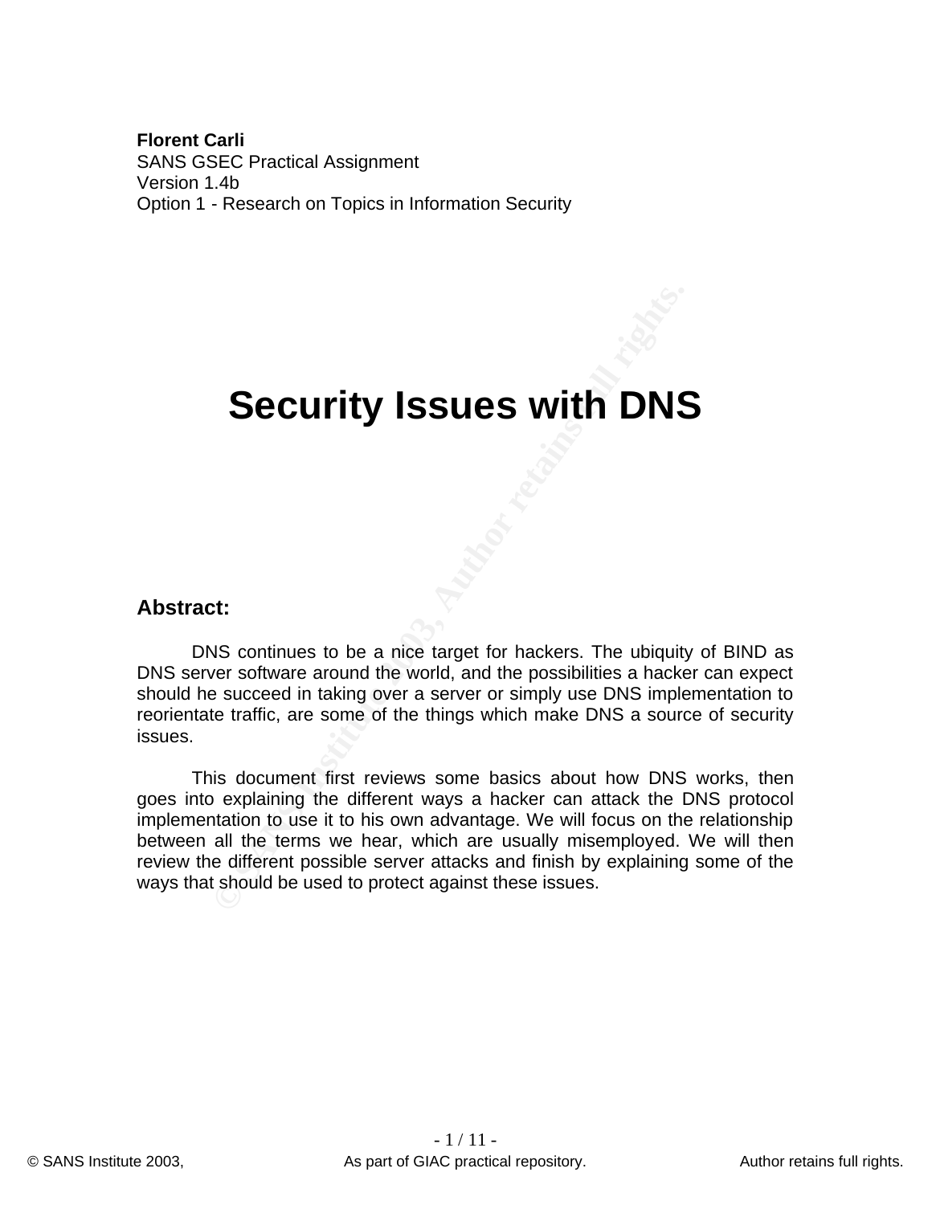**Florent Carli**
SANS GSEC Practical Assignment
Version 1.4b
Option 1 - Research on Topics in Information Security

# Security Issues with DNS

## Abstract:

DNS continues to be a nice target for hackers. The ubiquity of BIND as DNS server software around the world, and the possibilities a hacker can expect should he succeed in taking over a server or simply use DNS implementation to reorientate traffic, are some of the things which make DNS a source of security issues.

This document first reviews some basics about how DNS works, then goes into explaining the different ways a hacker can attack the DNS protocol implementation to use it to his own advantage. We will focus on the relationship between all the terms we hear, which are usually misemployed. We will then review the different possible server attacks and finish by explaining some of the ways that should be used to protect against these issues.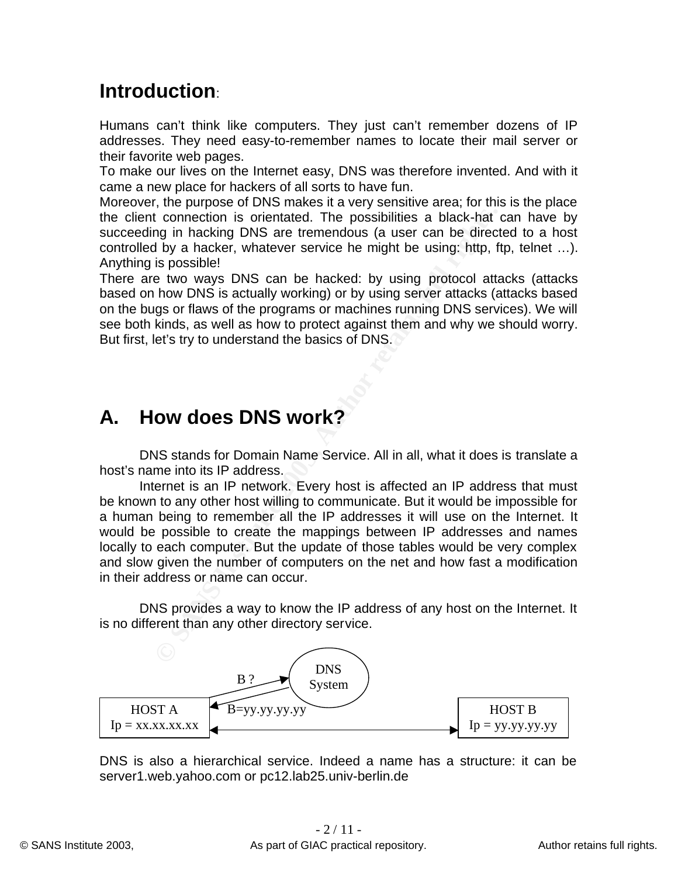# Introduction:

Humans can't think like computers. They just can't remember dozens of IP addresses. They need easy-to-remember names to locate their mail server or their favorite web pages.
To make our lives on the Internet easy, DNS was therefore invented. And with it came a new place for hackers of all sorts to have fun.
Moreover, the purpose of DNS makes it a very sensitive area; for this is the place the client connection is orientated. The possibilities a black-hat can have by succeeding in hacking DNS are tremendous (a user can be directed to a host controlled by a hacker, whatever service he might be using: http, ftp, telnet …). Anything is possible!
There are two ways DNS can be hacked: by using protocol attacks (attacks based on how DNS is actually working) or by using server attacks (attacks based on the bugs or flaws of the programs or machines running DNS services). We will see both kinds, as well as how to protect against them and why we should worry. But first, let's try to understand the basics of DNS.

# A. How does DNS work?

DNS stands for Domain Name Service. All in all, what it does is translate a host's name into its IP address.

Internet is an IP network. Every host is affected an IP address that must be known to any other host willing to communicate. But it would be impossible for a human being to remember all the IP addresses it will use on the Internet. It would be possible to create the mappings between IP addresses and names locally to each computer. But the update of those tables would be very complex and slow given the number of computers on the net and how fast a modification in their address or name can occur.

DNS provides a way to know the IP address of any host on the Internet. It is no different than any other directory service.

DNS System

B ?

B=yy.yy.yy.yy

HOST A
Ip = xx.xx.xx.xx

HOST B
Ip = yy.yy.yy.yy

DNS is also a hierarchical service. Indeed a name has a structure: it can be server1.web.yahoo.com or pc12.lab25.univ-berlin.de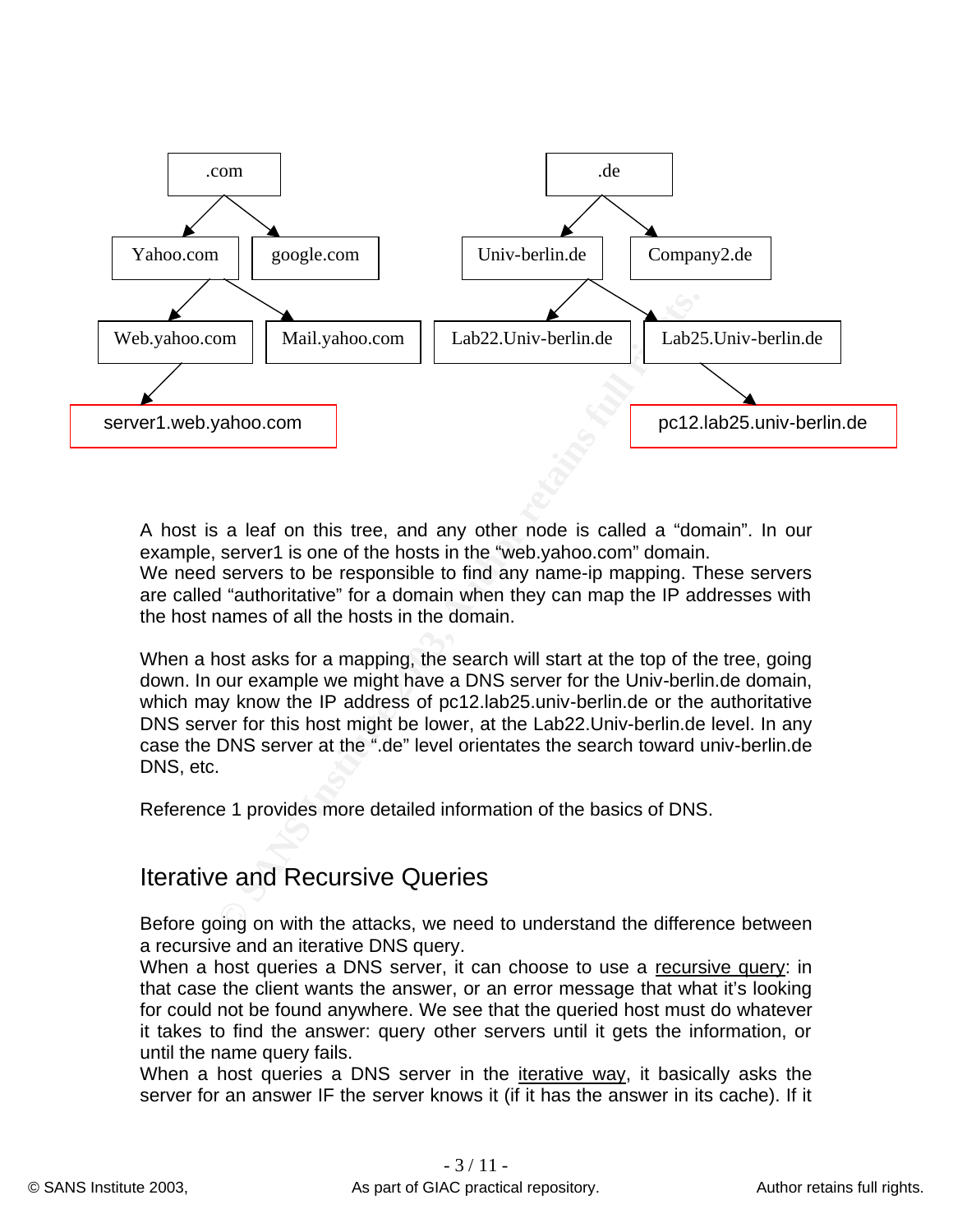- .com
  - Yahoo.com
    - Web.yahoo.com
      - server1.web.yahoo.com
    - Mail.yahoo.com
  - google.com
- .de
  - Univ-berlin.de
    - Lab22.Univ-berlin.de
    - Lab25.Univ-berlin.de
      - pc12.lab25.univ-berlin.de
  - Company2.de

A host is a leaf on this tree, and any other node is called a "domain". In our example, server1 is one of the hosts in the "web.yahoo.com" domain.
We need servers to be responsible to find any name-ip mapping. These servers are called "authoritative" for a domain when they can map the IP addresses with the host names of all the hosts in the domain.

When a host asks for a mapping, the search will start at the top of the tree, going down. In our example we might have a DNS server for the Univ-berlin.de domain, which may know the IP address of pc12.lab25.univ-berlin.de or the authoritative DNS server for this host might be lower, at the Lab22.Univ-berlin.de level. In any case the DNS server at the ".de" level orientates the search toward univ-berlin.de DNS, etc.

Reference 1 provides more detailed information of the basics of DNS.

## Iterative and Recursive Queries

Before going on with the attacks, we need to understand the difference between a recursive and an iterative DNS query.
When a host queries a DNS server, it can choose to use a recursive query: in that case the client wants the answer, or an error message that what it's looking for could not be found anywhere. We see that the queried host must do whatever it takes to find the answer: query other servers until it gets the information, or until the name query fails.
When a host queries a DNS server in the iterative way, it basically asks the server for an answer IF the server knows it (if it has the answer in its cache). If it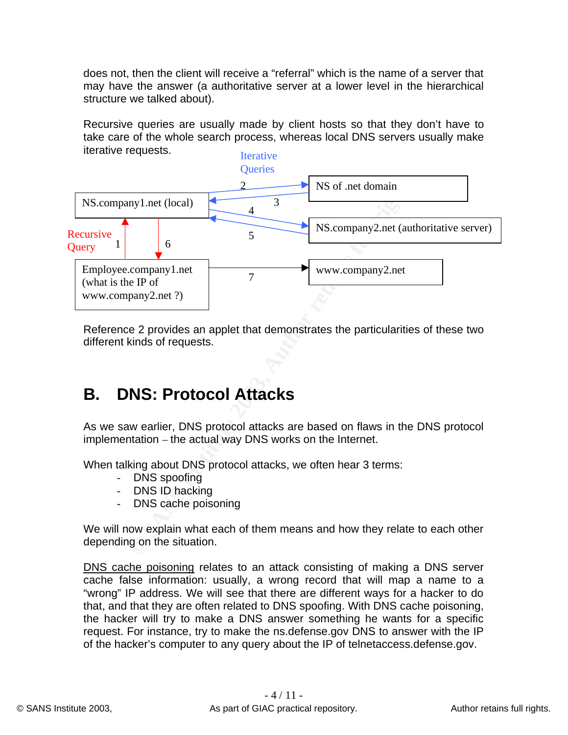does not, then the client will receive a “referral” which is the name of a server that may have the answer (a authoritative server at a lower level in the hierarchical structure we talked about).

Recursive queries are usually made by client hosts so that they don’t have to take care of the whole search process, whereas local DNS servers usually make iterative requests.

Iterative Queries

NS of .net domain

NS.company1.net (local)

NS.company2.net (authoritative server)

Recursive Query

Employee.company1.net (what is the IP of www.company2.net ?)

www.company2.net

Reference 2 provides an applet that demonstrates the particularities of these two different kinds of requests.

# B. DNS: Protocol Attacks

As we saw earlier, DNS protocol attacks are based on flaws in the DNS protocol implementation – the actual way DNS works on the Internet.

When talking about DNS protocol attacks, we often hear 3 terms:

- DNS spoofing
- DNS ID hacking
- DNS cache poisoning

We will now explain what each of them means and how they relate to each other depending on the situation.

DNS cache poisoning relates to an attack consisting of making a DNS server cache false information: usually, a wrong record that will map a name to a “wrong” IP address. We will see that there are different ways for a hacker to do that, and that they are often related to DNS spoofing. With DNS cache poisoning, the hacker will try to make a DNS answer something he wants for a specific request. For instance, try to make the ns.defense.gov DNS to answer with the IP of the hacker’s computer to any query about the IP of telnetaccess.defense.gov.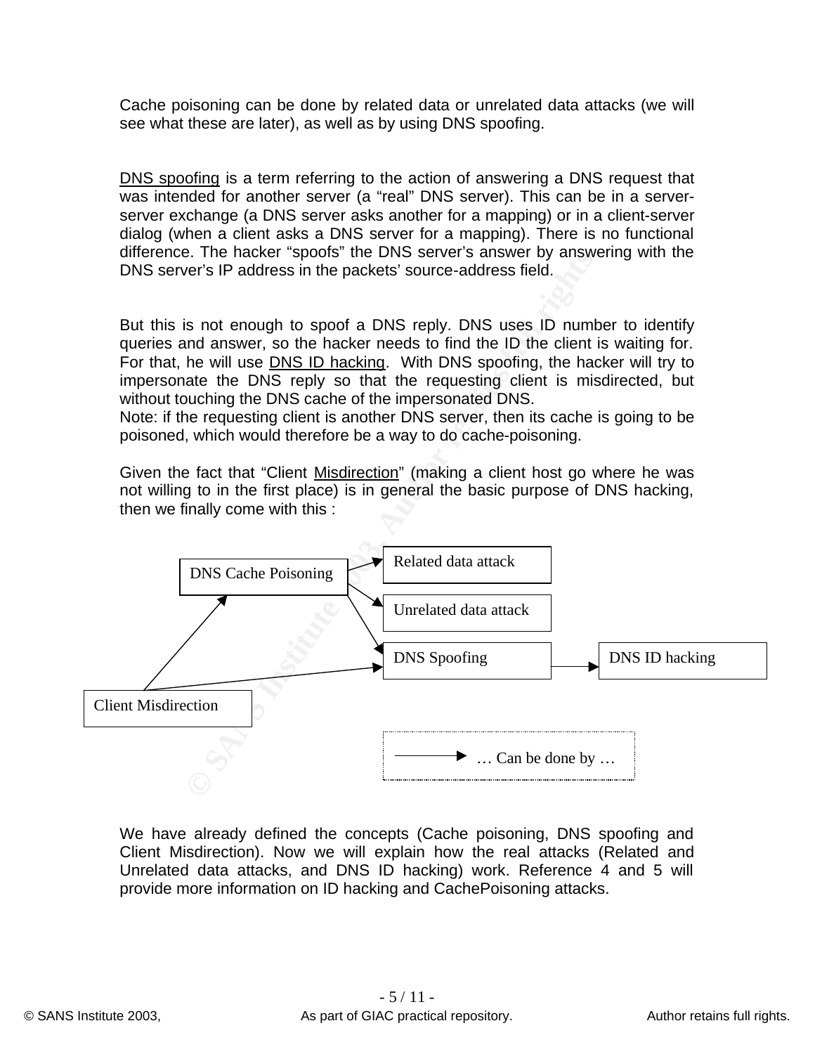Cache poisoning can be done by related data or unrelated data attacks (we will see what these are later), as well as by using DNS spoofing.

DNS spoofing is a term referring to the action of answering a DNS request that was intended for another server (a "real" DNS server). This can be in a server-server exchange (a DNS server asks another for a mapping) or in a client-server dialog (when a client asks a DNS server for a mapping). There is no functional difference. The hacker "spoofs" the DNS server's answer by answering with the DNS server's IP address in the packets' source-address field.

But this is not enough to spoof a DNS reply. DNS uses ID number to identify queries and answer, so the hacker needs to find the ID the client is waiting for. For that, he will use DNS ID hacking. With DNS spoofing, the hacker will try to impersonate the DNS reply so that the requesting client is misdirected, but without touching the DNS cache of the impersonated DNS.
Note: if the requesting client is another DNS server, then its cache is going to be poisoned, which would therefore be a way to do cache-poisoning.

Given the fact that "Client Misdirection" (making a client host go where he was not willing to in the first place) is in general the basic purpose of DNS hacking, then we finally come with this :

```
Client Misdirection → DNS Cache Poisoning
Client Misdirection → DNS Spoofing
DNS Cache Poisoning → Related data attack
DNS Cache Poisoning → Unrelated data attack
DNS Cache Poisoning → DNS Spoofing
DNS Spoofing → DNS ID hacking

Legend: → … Can be done by …
```

We have already defined the concepts (Cache poisoning, DNS spoofing and Client Misdirection). Now we will explain how the real attacks (Related and Unrelated data attacks, and DNS ID hacking) work. Reference 4 and 5 will provide more information on ID hacking and CachePoisoning attacks.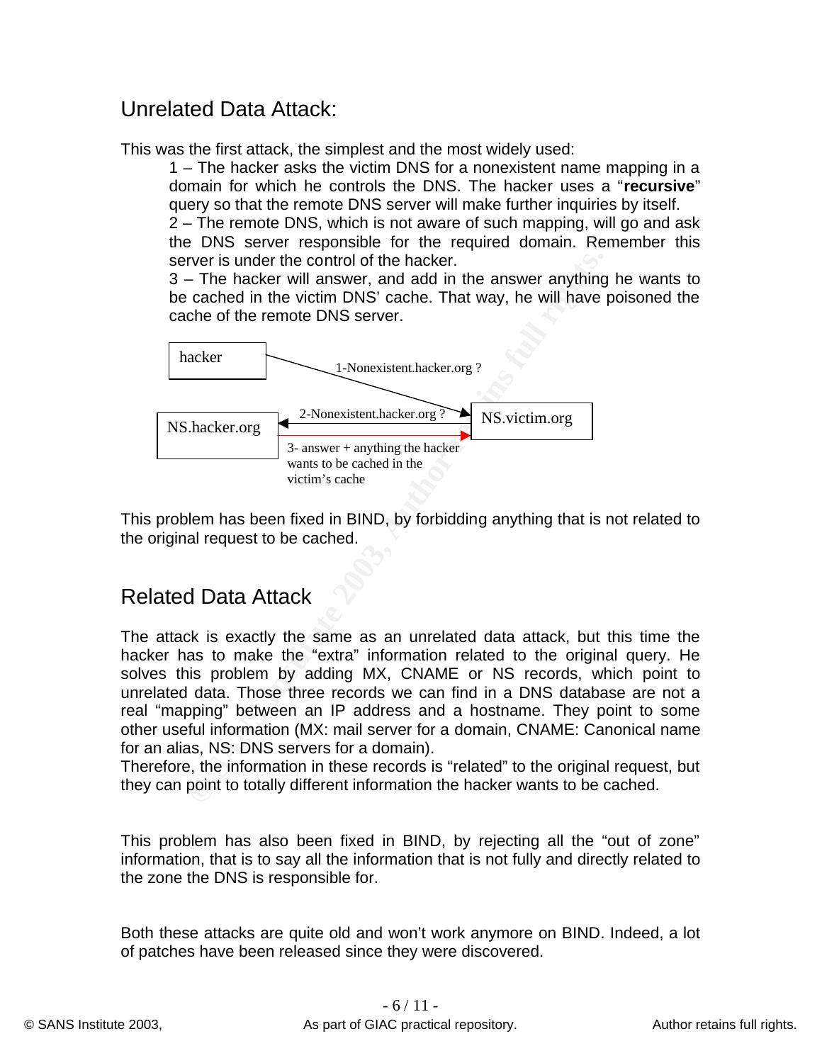## Unrelated Data Attack:

This was the first attack, the simplest and the most widely used:

1 – The hacker asks the victim DNS for a nonexistent name mapping in a domain for which he controls the DNS. The hacker uses a "**recursive**" query so that the remote DNS server will make further inquiries by itself.
2 – The remote DNS, which is not aware of such mapping, will go and ask the DNS server responsible for the required domain. Remember this server is under the control of the hacker.
3 – The hacker will answer, and add in the answer anything he wants to be cached in the victim DNS' cache. That way, he will have poisoned the cache of the remote DNS server.

hacker

1-Nonexistent.hacker.org ?

NS.hacker.org

2-Nonexistent.hacker.org ?

NS.victim.org

3- answer + anything the hacker wants to be cached in the victim's cache

This problem has been fixed in BIND, by forbidding anything that is not related to the original request to be cached.

## Related Data Attack

The attack is exactly the same as an unrelated data attack, but this time the hacker has to make the "extra" information related to the original query. He solves this problem by adding MX, CNAME or NS records, which point to unrelated data. Those three records we can find in a DNS database are not a real "mapping" between an IP address and a hostname. They point to some other useful information (MX: mail server for a domain, CNAME: Canonical name for an alias, NS: DNS servers for a domain).
Therefore, the information in these records is "related" to the original request, but they can point to totally different information the hacker wants to be cached.

This problem has also been fixed in BIND, by rejecting all the "out of zone" information, that is to say all the information that is not fully and directly related to the zone the DNS is responsible for.

Both these attacks are quite old and won't work anymore on BIND. Indeed, a lot of patches have been released since they were discovered.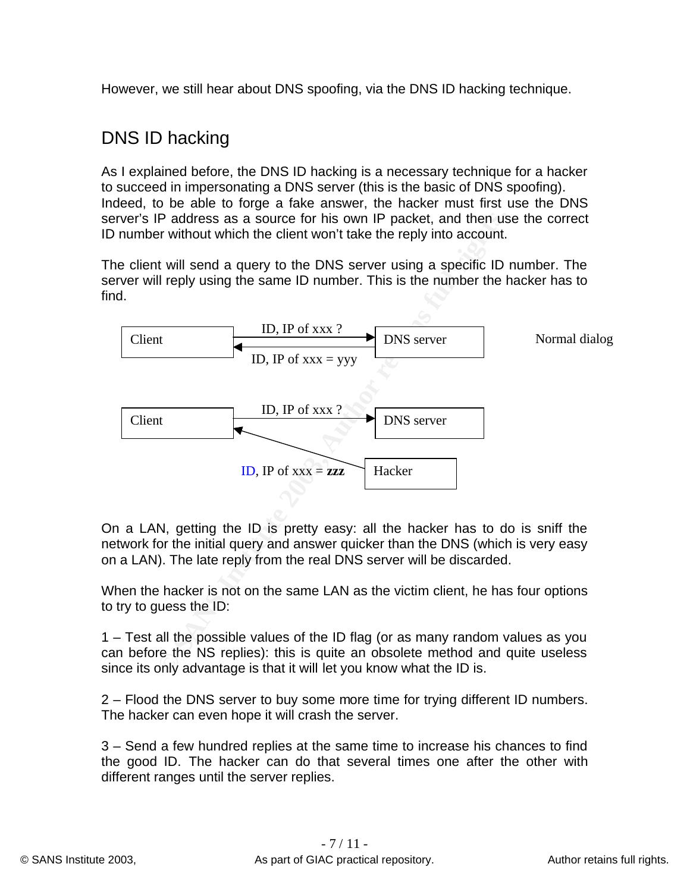However, we still hear about DNS spoofing, via the DNS ID hacking technique.

## DNS ID hacking

As I explained before, the DNS ID hacking is a necessary technique for a hacker to succeed in impersonating a DNS server (this is the basic of DNS spoofing). Indeed, to be able to forge a fake answer, the hacker must first use the DNS server's IP address as a source for his own IP packet, and then use the correct ID number without which the client won't take the reply into account.

The client will send a query to the DNS server using a specific ID number. The server will reply using the same ID number. This is the number the hacker has to find.

Normal dialog:

- Client → DNS server: ID, IP of xxx ?
- DNS server → Client: ID, IP of xxx = yyy

Spoofed dialog:

- Client → DNS server: ID, IP of xxx ?
- Hacker → Client: ID, IP of xxx = **zzz**

On a LAN, getting the ID is pretty easy: all the hacker has to do is sniff the network for the initial query and answer quicker than the DNS (which is very easy on a LAN). The late reply from the real DNS server will be discarded.

When the hacker is not on the same LAN as the victim client, he has four options to try to guess the ID:

1 – Test all the possible values of the ID flag (or as many random values as you can before the NS replies): this is quite an obsolete method and quite useless since its only advantage is that it will let you know what the ID is.

2 – Flood the DNS server to buy some more time for trying different ID numbers. The hacker can even hope it will crash the server.

3 – Send a few hundred replies at the same time to increase his chances to find the good ID. The hacker can do that several times one after the other with different ranges until the server replies.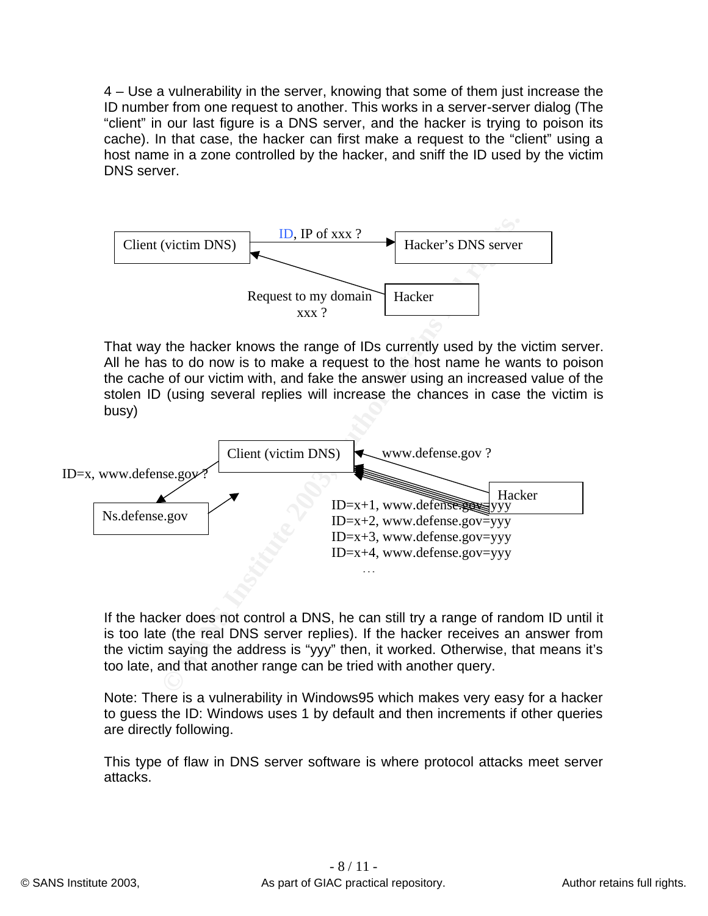4 – Use a vulnerability in the server, knowing that some of them just increase the ID number from one request to another. This works in a server-server dialog (The "client" in our last figure is a DNS server, and the hacker is trying to poison its cache). In that case, the hacker can first make a request to the "client" using a host name in a zone controlled by the hacker, and sniff the ID used by the victim DNS server.

Client (victim DNS) — ID, IP of xxx ? → Hacker's DNS server

Hacker — Request to my domain xxx ? → Client (victim DNS)

That way the hacker knows the range of IDs currently used by the victim server. All he has to do now is to make a request to the host name he wants to poison the cache of our victim with, and fake the answer using an increased value of the stolen ID (using several replies will increase the chances in case the victim is busy)

Hacker — www.defense.gov ? → Client (victim DNS)

Client (victim DNS) — ID=x, www.defense.gov ? → Ns.defense.gov

Ns.defense.gov → Client (victim DNS)

Hacker → Client (victim DNS):

ID=x+1, www.defense.gov=yyy
ID=x+2, www.defense.gov=yyy
ID=x+3, www.defense.gov=yyy
ID=x+4, www.defense.gov=yyy
…

If the hacker does not control a DNS, he can still try a range of random ID until it is too late (the real DNS server replies). If the hacker receives an answer from the victim saying the address is "yyy" then, it worked. Otherwise, that means it's too late, and that another range can be tried with another query.

Note: There is a vulnerability in Windows95 which makes very easy for a hacker to guess the ID: Windows uses 1 by default and then increments if other queries are directly following.

This type of flaw in DNS server software is where protocol attacks meet server attacks.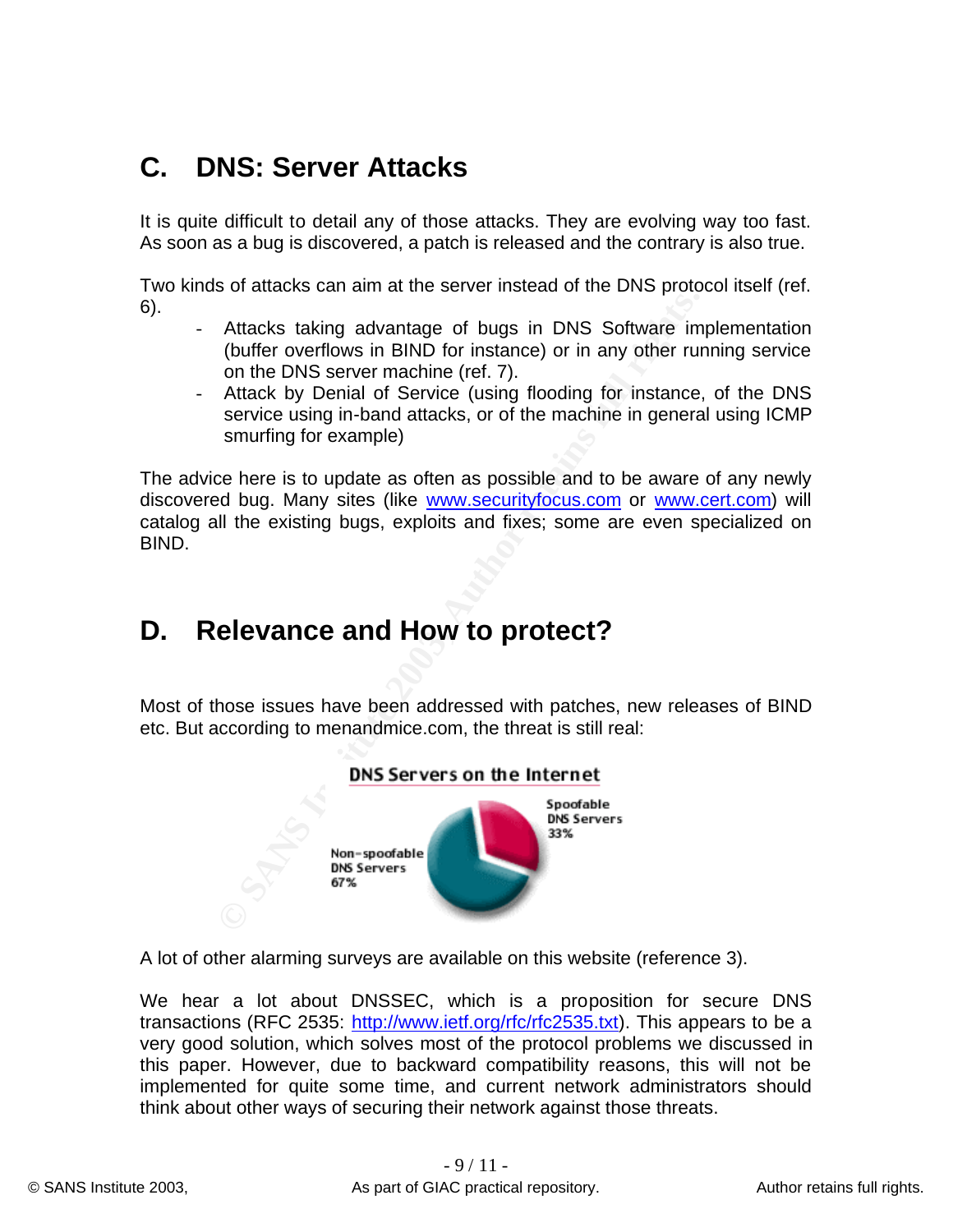## C. DNS: Server Attacks

It is quite difficult to detail any of those attacks. They are evolving way too fast. As soon as a bug is discovered, a patch is released and the contrary is also true.

Two kinds of attacks can aim at the server instead of the DNS protocol itself (ref. 6).

- Attacks taking advantage of bugs in DNS Software implementation (buffer overflows in BIND for instance) or in any other running service on the DNS server machine (ref. 7).
- Attack by Denial of Service (using flooding for instance, of the DNS service using in-band attacks, or of the machine in general using ICMP smurfing for example)

The advice here is to update as often as possible and to be aware of any newly discovered bug. Many sites (like www.securityfocus.com or www.cert.com) will catalog all the existing bugs, exploits and fixes; some are even specialized on BIND.

## D. Relevance and How to protect?

Most of those issues have been addressed with patches, new releases of BIND etc. But according to menandmice.com, the threat is still real:

DNS Servers on the Internet

Spoofable DNS Servers 33%

Non-spoofable DNS Servers 67%

A lot of other alarming surveys are available on this website (reference 3).

We hear a lot about DNSSEC, which is a proposition for secure DNS transactions (RFC 2535: http://www.ietf.org/rfc/rfc2535.txt). This appears to be a very good solution, which solves most of the protocol problems we discussed in this paper. However, due to backward compatibility reasons, this will not be implemented for quite some time, and current network administrators should think about other ways of securing their network against those threats.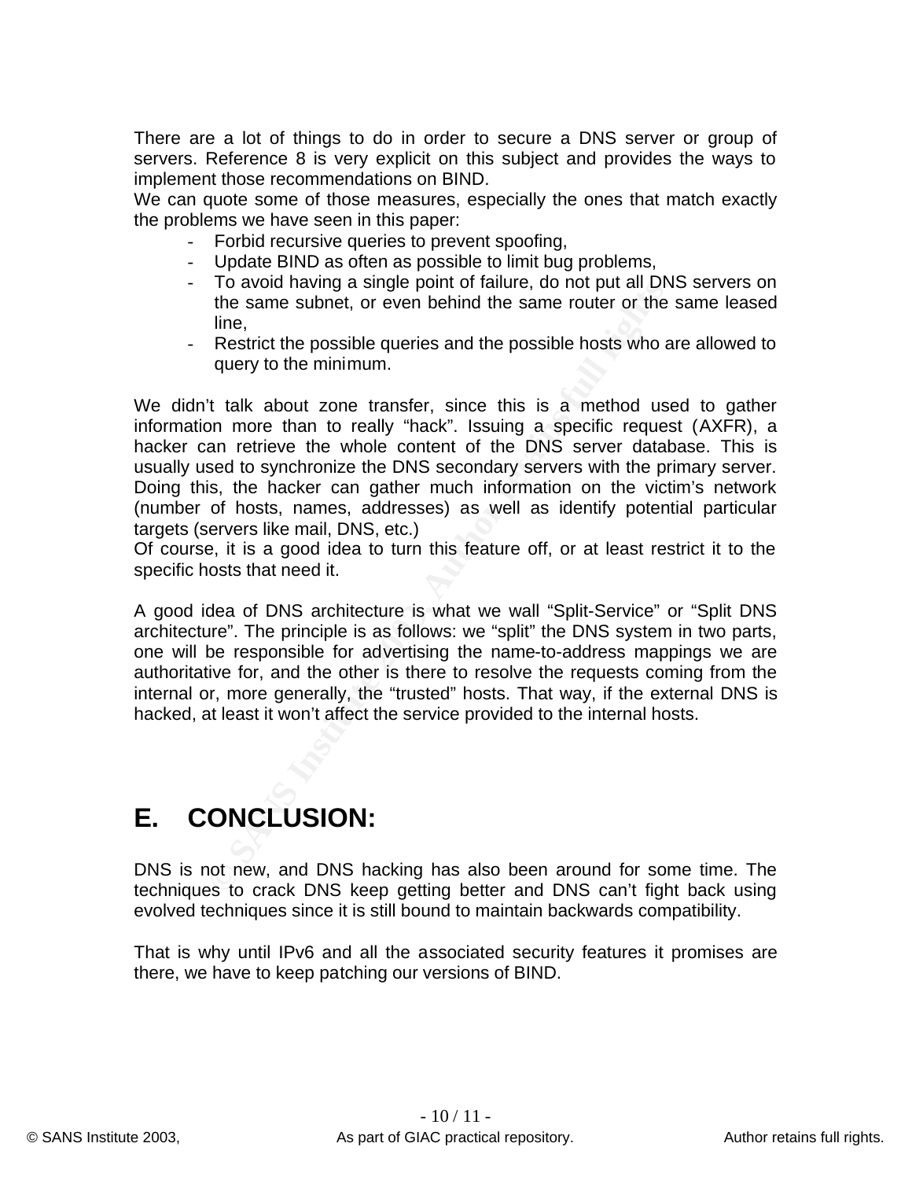There are a lot of things to do in order to secure a DNS server or group of servers. Reference 8 is very explicit on this subject and provides the ways to implement those recommendations on BIND.
We can quote some of those measures, especially the ones that match exactly the problems we have seen in this paper:

- Forbid recursive queries to prevent spoofing,
- Update BIND as often as possible to limit bug problems,
- To avoid having a single point of failure, do not put all DNS servers on the same subnet, or even behind the same router or the same leased line,
- Restrict the possible queries and the possible hosts who are allowed to query to the minimum.

We didn't talk about zone transfer, since this is a method used to gather information more than to really "hack". Issuing a specific request (AXFR), a hacker can retrieve the whole content of the DNS server database. This is usually used to synchronize the DNS secondary servers with the primary server. Doing this, the hacker can gather much information on the victim's network (number of hosts, names, addresses) as well as identify potential particular targets (servers like mail, DNS, etc.)
Of course, it is a good idea to turn this feature off, or at least restrict it to the specific hosts that need it.

A good idea of DNS architecture is what we wall "Split-Service" or "Split DNS architecture". The principle is as follows: we "split" the DNS system in two parts, one will be responsible for advertising the name-to-address mappings we are authoritative for, and the other is there to resolve the requests coming from the internal or, more generally, the "trusted" hosts. That way, if the external DNS is hacked, at least it won't affect the service provided to the internal hosts.

# E. CONCLUSION:

DNS is not new, and DNS hacking has also been around for some time. The techniques to crack DNS keep getting better and DNS can't fight back using evolved techniques since it is still bound to maintain backwards compatibility.

That is why until IPv6 and all the associated security features it promises are there, we have to keep patching our versions of BIND.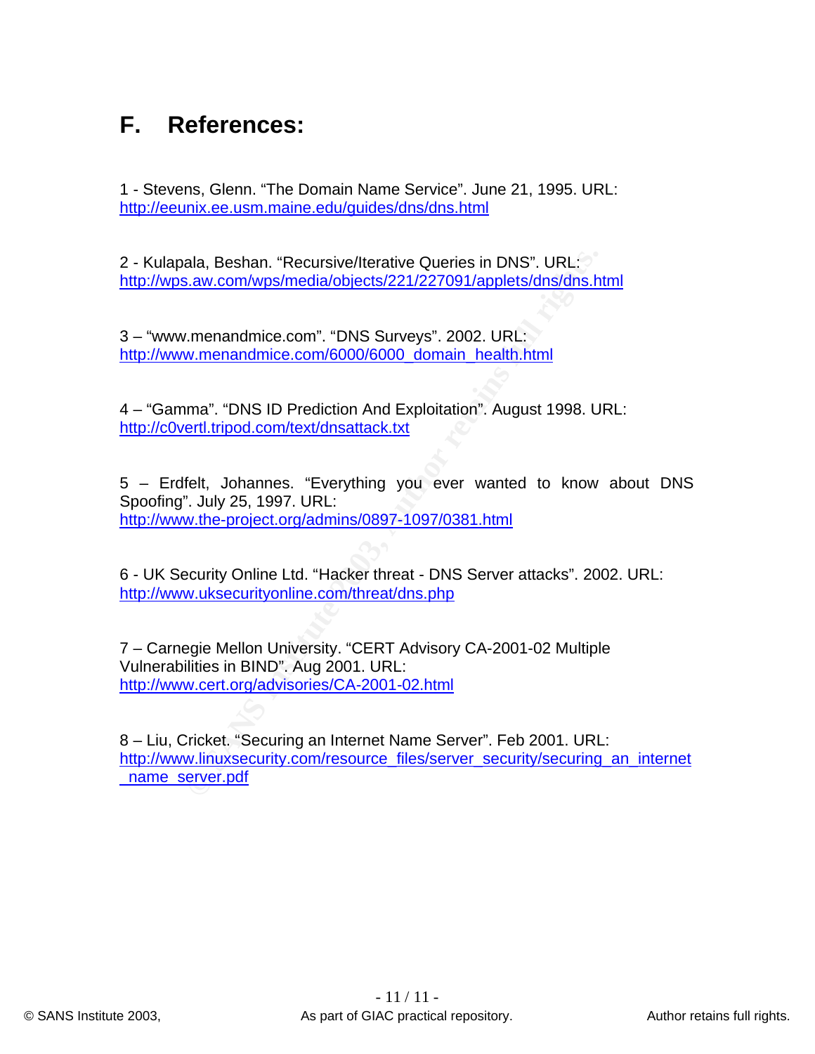# F. References:

1 - Stevens, Glenn. “The Domain Name Service”. June 21, 1995. URL: http://eeunix.ee.usm.maine.edu/guides/dns/dns.html

2 - Kulapala, Beshan. “Recursive/Iterative Queries in DNS”. URL: http://wps.aw.com/wps/media/objects/221/227091/applets/dns/dns.html

3 – “www.menandmice.com”. “DNS Surveys”. 2002. URL: http://www.menandmice.com/6000/6000_domain_health.html

4 – “Gamma”. “DNS ID Prediction And Exploitation”. August 1998. URL: http://c0vertl.tripod.com/text/dnsattack.txt

5 – Erdfelt, Johannes. “Everything you ever wanted to know about DNS Spoofing”. July 25, 1997. URL: http://www.the-project.org/admins/0897-1097/0381.html

6 - UK Security Online Ltd. “Hacker threat - DNS Server attacks”. 2002. URL: http://www.uksecurityonline.com/threat/dns.php

7 – Carnegie Mellon University. “CERT Advisory CA-2001-02 Multiple Vulnerabilities in BIND”. Aug 2001. URL: http://www.cert.org/advisories/CA-2001-02.html

8 – Liu, Cricket. “Securing an Internet Name Server”. Feb 2001. URL: http://www.linuxsecurity.com/resource_files/server_security/securing_an_internet_name_server.pdf